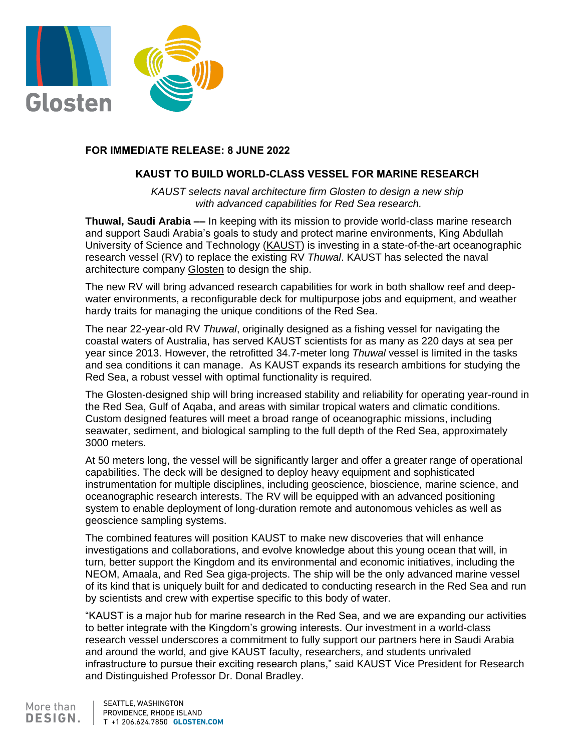**FOR IMMEDIATE RELEASE: 8 JUNE 2022**

# KAUST TO BUILD WORLD-CLASS VESSEL FOR MARINE RESEARCH

*KAUST selects naval architecture firm Glosten to design a new ship with advanced capabilities for Red Sea research.*

**Thuwal, Saudi Arabia ––** In keeping with its mission to provide world-class marine research and support Saudi Arabia's goals to study and protect marine environments, King Abdullah University of Science and Technology (KAUST) is investing in a state-of-the-art oceanographic research vessel (RV) to replace the existing RV *Thuwal*. KAUST has selected the naval architecture company Glosten to design the ship.

The new RV will bring advanced research capabilities for work in both shallow reef and deep-water environments, a reconfigurable deck for multipurpose jobs and equipment, and weather hardy traits for managing the unique conditions of the Red Sea.

The near 22-year-old RV *Thuwal*, originally designed as a fishing vessel for navigating the coastal waters of Australia, has served KAUST scientists for as many as 220 days at sea per year since 2013. However, the retrofitted 34.7-meter long *Thuwal* vessel is limited in the tasks and sea conditions it can manage. As KAUST expands its research ambitions for studying the Red Sea, a robust vessel with optimal functionality is required.

The Glosten-designed ship will bring increased stability and reliability for operating year-round in the Red Sea, Gulf of Aqaba, and areas with similar tropical waters and climatic conditions. Custom designed features will meet a broad range of oceanographic missions, including seawater, sediment, and biological sampling to the full depth of the Red Sea, approximately 3000 meters.

At 50 meters long, the vessel will be significantly larger and offer a greater range of operational capabilities. The deck will be designed to deploy heavy equipment and sophisticated instrumentation for multiple disciplines, including geoscience, bioscience, marine science, and oceanographic research interests. The RV will be equipped with an advanced positioning system to enable deployment of long-duration remote and autonomous vehicles as well as geoscience sampling systems.

The combined features will position KAUST to make new discoveries that will enhance investigations and collaborations, and evolve knowledge about this young ocean that will, in turn, better support the Kingdom and its environmental and economic initiatives, including the NEOM, Amaala, and Red Sea giga-projects. The ship will be the only advanced marine vessel of its kind that is uniquely built for and dedicated to conducting research in the Red Sea and run by scientists and crew with expertise specific to this body of water.

"KAUST is a major hub for marine research in the Red Sea, and we are expanding our activities to better integrate with the Kingdom's growing interests. Our investment in a world-class research vessel underscores a commitment to fully support our partners here in Saudi Arabia and around the world, and give KAUST faculty, researchers, and students unrivaled infrastructure to pursue their exciting research plans," said KAUST Vice President for Research and Distinguished Professor Dr. Donal Bradley.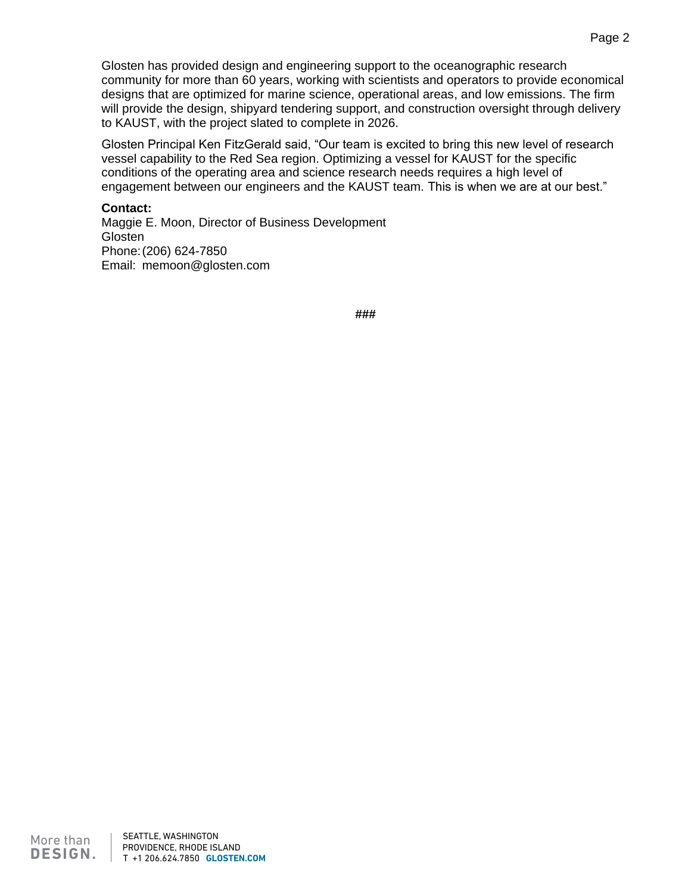Glosten has provided design and engineering support to the oceanographic research community for more than 60 years, working with scientists and operators to provide economical designs that are optimized for marine science, operational areas, and low emissions. The firm will provide the design, shipyard tendering support, and construction oversight through delivery to KAUST, with the project slated to complete in 2026.

Glosten Principal Ken FitzGerald said, “Our team is excited to bring this new level of research vessel capability to the Red Sea region. Optimizing a vessel for KAUST for the specific conditions of the operating area and science research needs requires a high level of engagement between our engineers and the KAUST team. This is when we are at our best.”

**Contact:**
Maggie E. Moon, Director of Business Development
Glosten
Phone: (206) 624-7850
Email: memoon@glosten.com

###